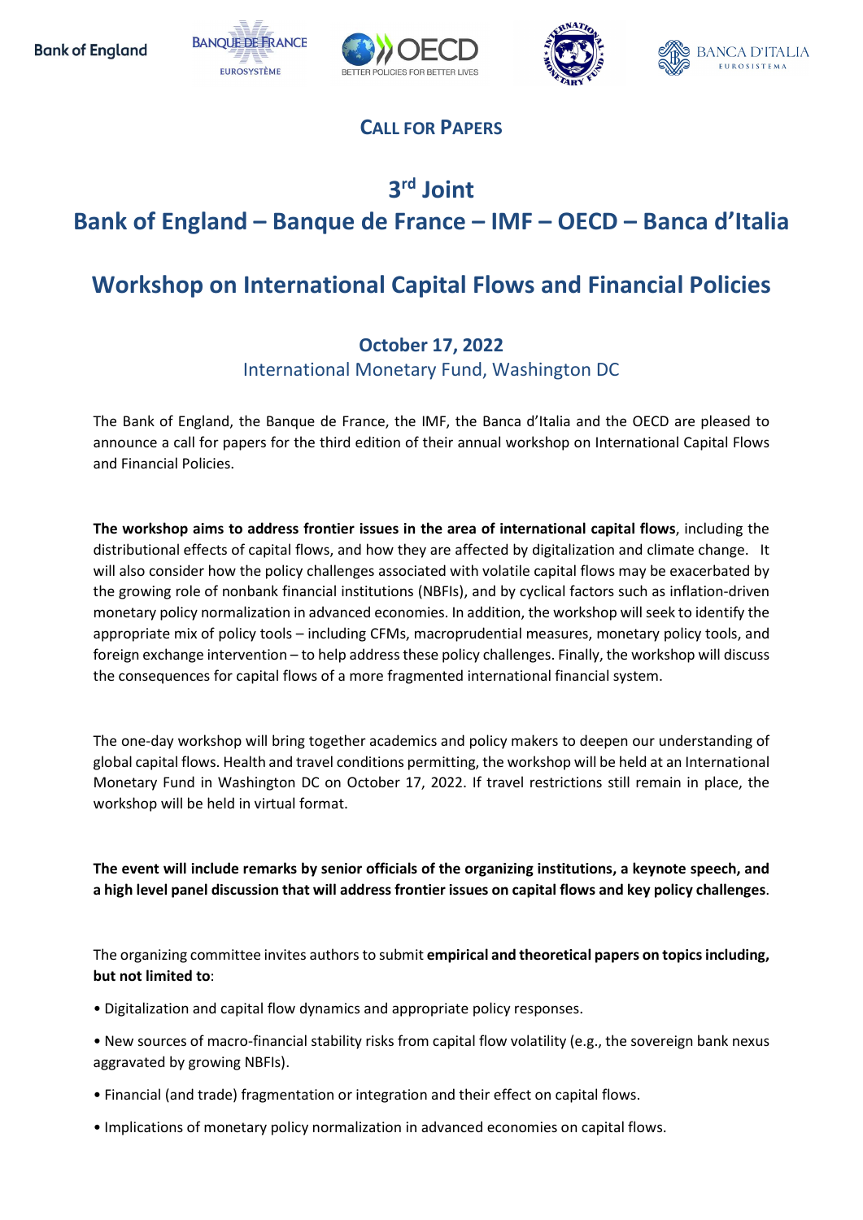Bank of England BANQUE DE FRANCE EUROSYSTÈME OECD BETTER POLICIES FOR BETTER LIVES BANCA D'ITALIA EUROSISTEMA

## CALL FOR PAPERS

# 3rd Joint
# Bank of England – Banque de France – IMF – OECD – Banca d'Italia

# Workshop on International Capital Flows and Financial Policies

### October 17, 2022
International Monetary Fund, Washington DC

The Bank of England, the Banque de France, the IMF, the Banca d'Italia and the OECD are pleased to announce a call for papers for the third edition of their annual workshop on International Capital Flows and Financial Policies.

**The workshop aims to address frontier issues in the area of international capital flows**, including the distributional effects of capital flows, and how they are affected by digitalization and climate change. It will also consider how the policy challenges associated with volatile capital flows may be exacerbated by the growing role of nonbank financial institutions (NBFIs), and by cyclical factors such as inflation-driven monetary policy normalization in advanced economies. In addition, the workshop will seek to identify the appropriate mix of policy tools – including CFMs, macroprudential measures, monetary policy tools, and foreign exchange intervention – to help address these policy challenges. Finally, the workshop will discuss the consequences for capital flows of a more fragmented international financial system.

The one-day workshop will bring together academics and policy makers to deepen our understanding of global capital flows. Health and travel conditions permitting, the workshop will be held at an International Monetary Fund in Washington DC on October 17, 2022. If travel restrictions still remain in place, the workshop will be held in virtual format.

**The event will include remarks by senior officials of the organizing institutions, a keynote speech, and a high level panel discussion that will address frontier issues on capital flows and key policy challenges**.

The organizing committee invites authors to submit **empirical and theoretical papers on topics including, but not limited to**:

- Digitalization and capital flow dynamics and appropriate policy responses.
- New sources of macro-financial stability risks from capital flow volatility (e.g., the sovereign bank nexus aggravated by growing NBFIs).
- Financial (and trade) fragmentation or integration and their effect on capital flows.
- Implications of monetary policy normalization in advanced economies on capital flows.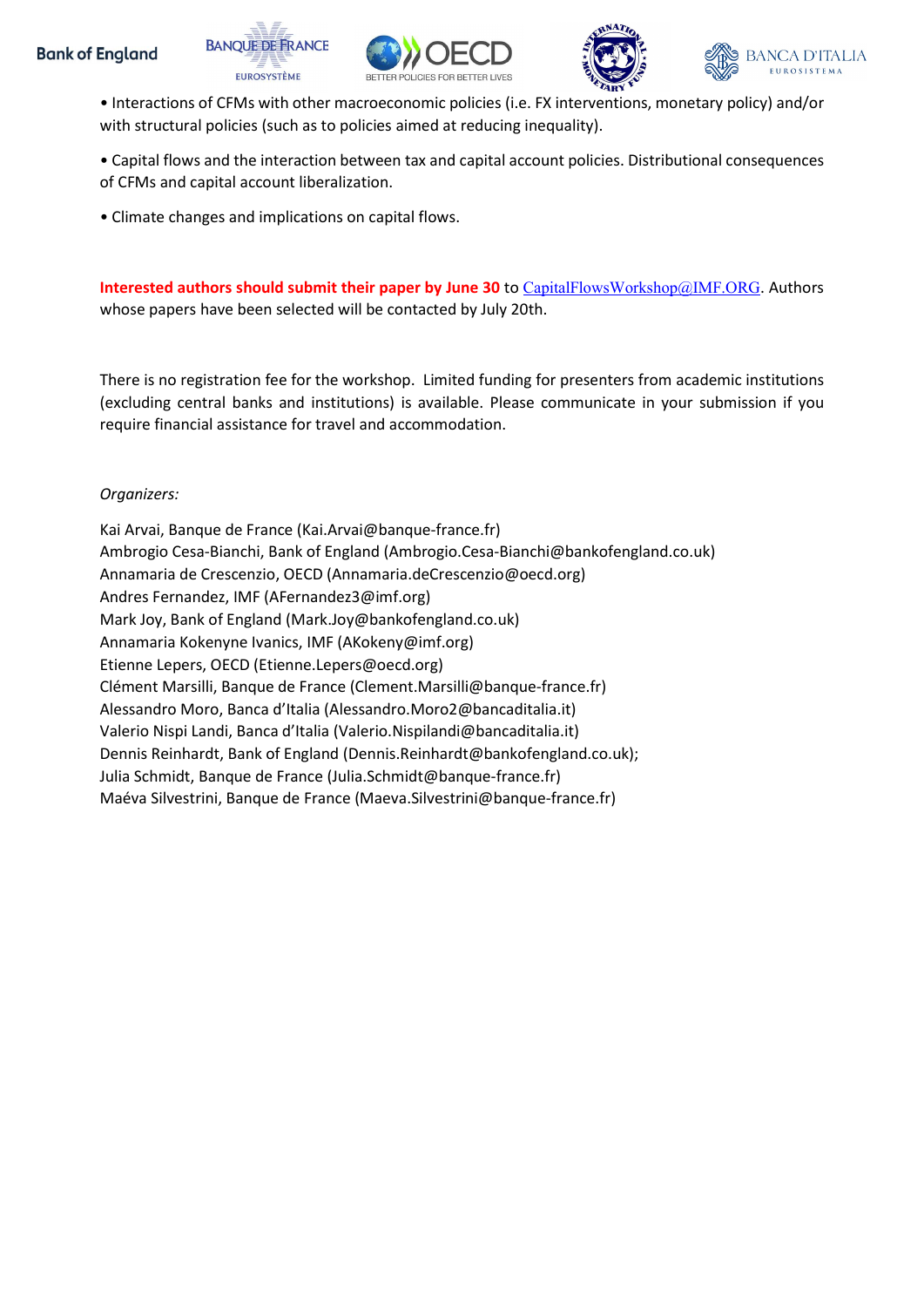• Interactions of CFMs with other macroeconomic policies (i.e. FX interventions, monetary policy) and/or with structural policies (such as to policies aimed at reducing inequality).

• Capital flows and the interaction between tax and capital account policies. Distributional consequences of CFMs and capital account liberalization.

• Climate changes and implications on capital flows.

**Interested authors should submit their paper by June 30** to CapitalFlowsWorkshop@IMF.ORG. Authors whose papers have been selected will be contacted by July 20th.

There is no registration fee for the workshop. Limited funding for presenters from academic institutions (excluding central banks and institutions) is available. Please communicate in your submission if you require financial assistance for travel and accommodation.

*Organizers:*

Kai Arvai, Banque de France (Kai.Arvai@banque-france.fr)
Ambrogio Cesa-Bianchi, Bank of England (Ambrogio.Cesa-Bianchi@bankofengland.co.uk)
Annamaria de Crescenzio, OECD (Annamaria.deCrescenzio@oecd.org)
Andres Fernandez, IMF (AFernandez3@imf.org)
Mark Joy, Bank of England (Mark.Joy@bankofengland.co.uk)
Annamaria Kokenyne Ivanics, IMF (AKokeny@imf.org)
Etienne Lepers, OECD (Etienne.Lepers@oecd.org)
Clément Marsilli, Banque de France (Clement.Marsilli@banque-france.fr)
Alessandro Moro, Banca d'Italia (Alessandro.Moro2@bancaditalia.it)
Valerio Nispi Landi, Banca d'Italia (Valerio.Nispilandi@bancaditalia.it)
Dennis Reinhardt, Bank of England (Dennis.Reinhardt@bankofengland.co.uk);
Julia Schmidt, Banque de France (Julia.Schmidt@banque-france.fr)
Maéva Silvestrini, Banque de France (Maeva.Silvestrini@banque-france.fr)